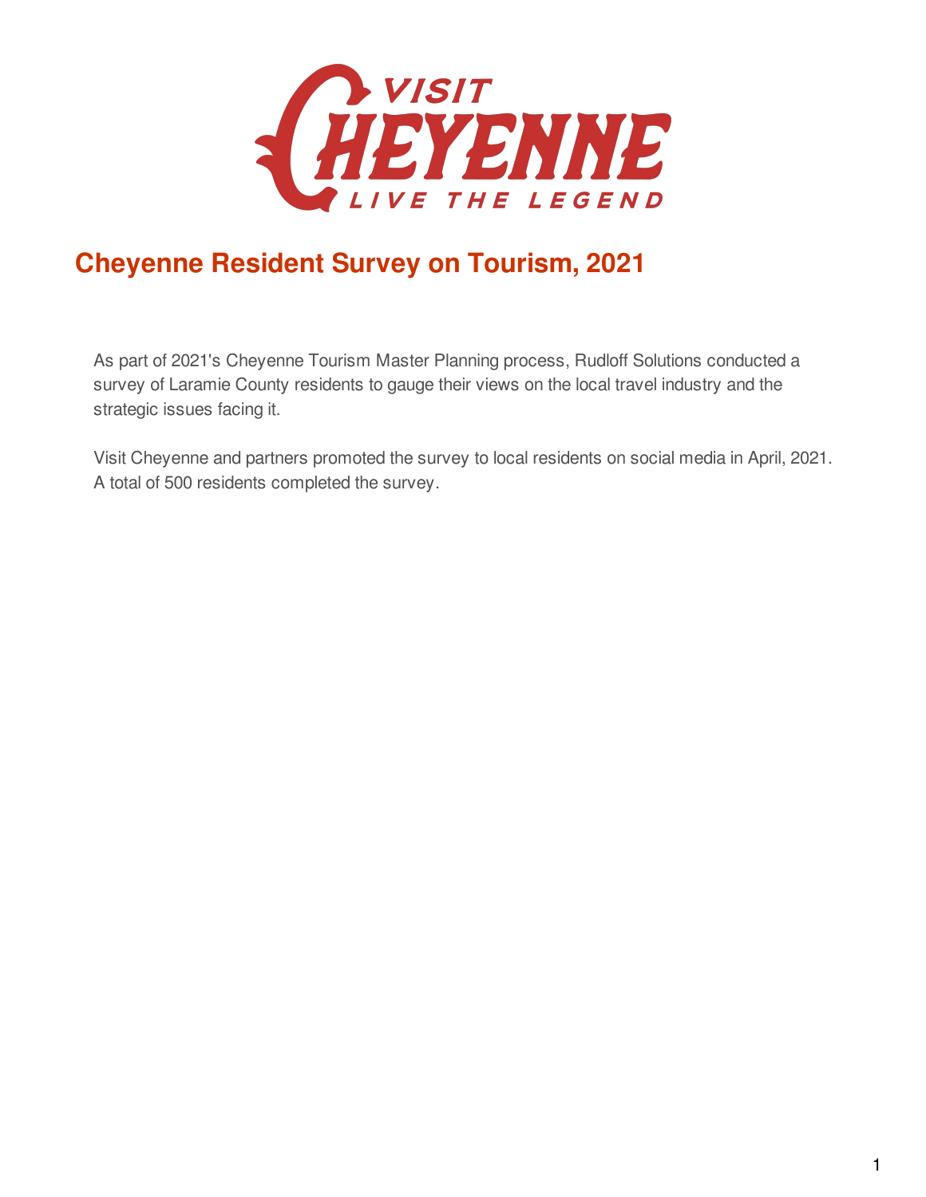# Cheyenne Resident Survey on Tourism, 2021

As part of 2021's Cheyenne Tourism Master Planning process, Rudloff Solutions conducted a survey of Laramie County residents to gauge their views on the local travel industry and the strategic issues facing it.

Visit Cheyenne and partners promoted the survey to local residents on social media in April, 2021. A total of 500 residents completed the survey.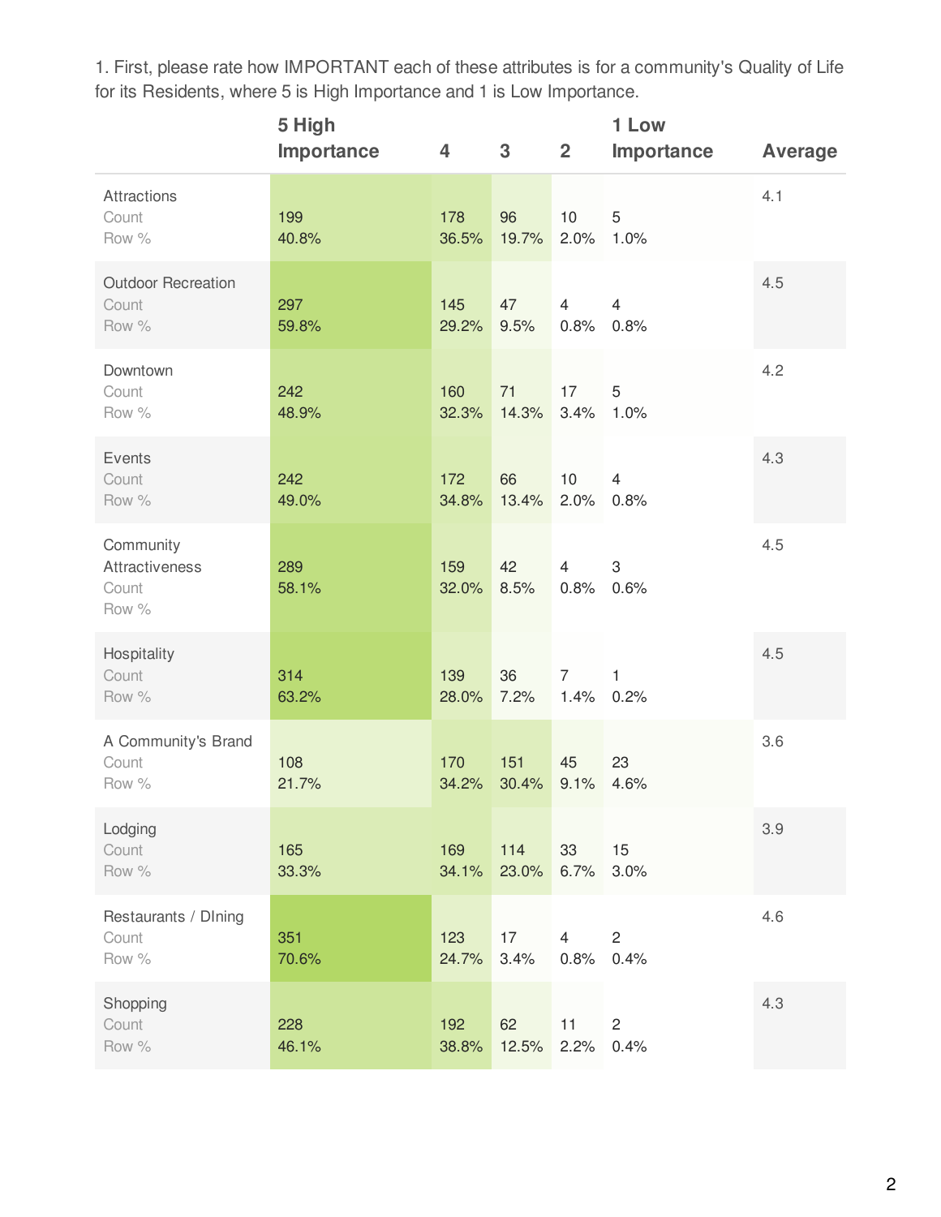1. First, please rate how IMPORTANT each of these attributes is for a community's Quality of Life for its Residents, where 5 is High Importance and 1 is Low Importance.

| | 5 High Importance | 4 | 3 | 2 | 1 Low Importance | Average |
|---|---|---|---|---|---|---|
| **Attractions** | | | | | | 4.1 |
| Count | 199 | 178 | 96 | 10 | 5 | |
| Row % | 40.8% | 36.5% | 19.7% | 2.0% | 1.0% | |
| **Outdoor Recreation** | | | | | | 4.5 |
| Count | 297 | 145 | 47 | 4 | 4 | |
| Row % | 59.8% | 29.2% | 9.5% | 0.8% | 0.8% | |
| **Downtown** | | | | | | 4.2 |
| Count | 242 | 160 | 71 | 17 | 5 | |
| Row % | 48.9% | 32.3% | 14.3% | 3.4% | 1.0% | |
| **Events** | | | | | | 4.3 |
| Count | 242 | 172 | 66 | 10 | 4 | |
| Row % | 49.0% | 34.8% | 13.4% | 2.0% | 0.8% | |
| **Community Attractiveness** | | | | | | 4.5 |
| Count | 289 | 159 | 42 | 4 | 3 | |
| Row % | 58.1% | 32.0% | 8.5% | 0.8% | 0.6% | |
| **Hospitality** | | | | | | 4.5 |
| Count | 314 | 139 | 36 | 7 | 1 | |
| Row % | 63.2% | 28.0% | 7.2% | 1.4% | 0.2% | |
| **A Community's Brand** | | | | | | 3.6 |
| Count | 108 | 170 | 151 | 45 | 23 | |
| Row % | 21.7% | 34.2% | 30.4% | 9.1% | 4.6% | |
| **Lodging** | | | | | | 3.9 |
| Count | 165 | 169 | 114 | 33 | 15 | |
| Row % | 33.3% | 34.1% | 23.0% | 6.7% | 3.0% | |
| **Restaurants / DIning** | | | | | | 4.6 |
| Count | 351 | 123 | 17 | 4 | 2 | |
| Row % | 70.6% | 24.7% | 3.4% | 0.8% | 0.4% | |
| **Shopping** | | | | | | 4.3 |
| Count | 228 | 192 | 62 | 11 | 2 | |
| Row % | 46.1% | 38.8% | 12.5% | 2.2% | 0.4% | |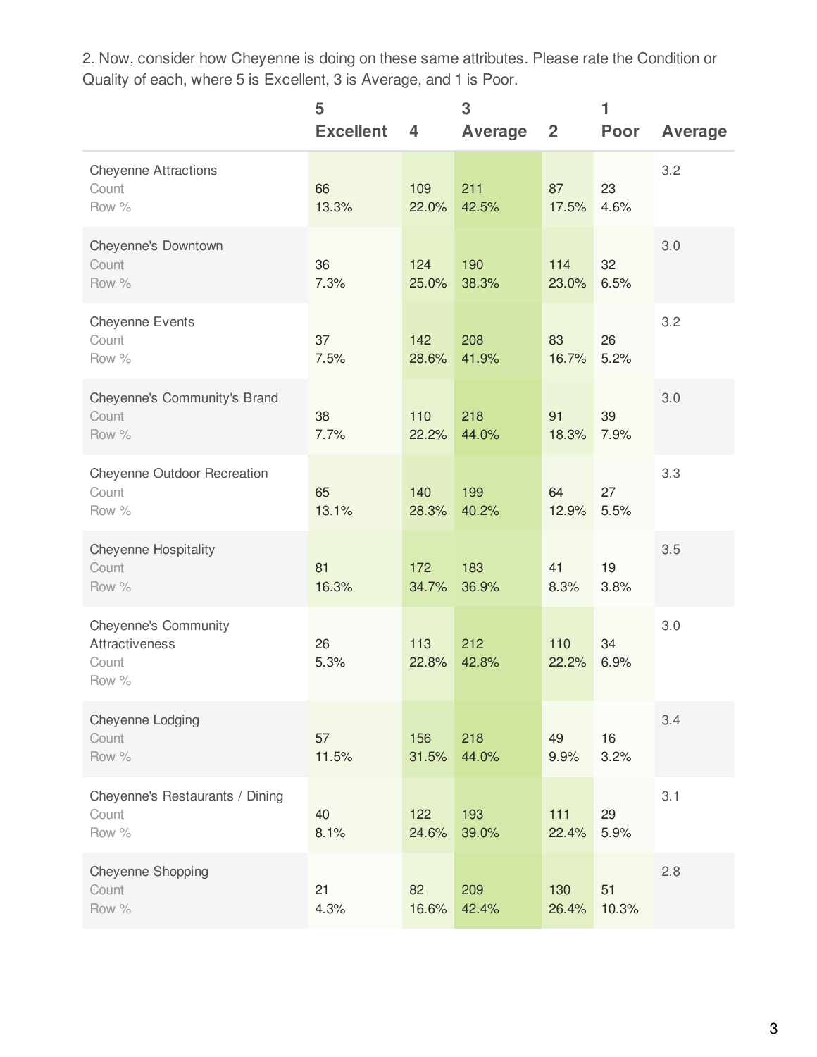2. Now, consider how Cheyenne is doing on these same attributes. Please rate the Condition or Quality of each, where 5 is Excellent, 3 is Average, and 1 is Poor.

| | 5 Excellent | 4 | 3 Average | 2 | 1 Poor | Average |
|---|---|---|---|---|---|---|
| Cheyenne Attractions | | | | | | 3.2 |
| Count | 66 | 109 | 211 | 87 | 23 | |
| Row % | 13.3% | 22.0% | 42.5% | 17.5% | 4.6% | |
| Cheyenne's Downtown | | | | | | 3.0 |
| Count | 36 | 124 | 190 | 114 | 32 | |
| Row % | 7.3% | 25.0% | 38.3% | 23.0% | 6.5% | |
| Cheyenne Events | | | | | | 3.2 |
| Count | 37 | 142 | 208 | 83 | 26 | |
| Row % | 7.5% | 28.6% | 41.9% | 16.7% | 5.2% | |
| Cheyenne's Community's Brand | | | | | | 3.0 |
| Count | 38 | 110 | 218 | 91 | 39 | |
| Row % | 7.7% | 22.2% | 44.0% | 18.3% | 7.9% | |
| Cheyenne Outdoor Recreation | | | | | | 3.3 |
| Count | 65 | 140 | 199 | 64 | 27 | |
| Row % | 13.1% | 28.3% | 40.2% | 12.9% | 5.5% | |
| Cheyenne Hospitality | | | | | | 3.5 |
| Count | 81 | 172 | 183 | 41 | 19 | |
| Row % | 16.3% | 34.7% | 36.9% | 8.3% | 3.8% | |
| Cheyenne's Community Attractiveness | | | | | | 3.0 |
| Count | 26 | 113 | 212 | 110 | 34 | |
| Row % | 5.3% | 22.8% | 42.8% | 22.2% | 6.9% | |
| Cheyenne Lodging | | | | | | 3.4 |
| Count | 57 | 156 | 218 | 49 | 16 | |
| Row % | 11.5% | 31.5% | 44.0% | 9.9% | 3.2% | |
| Cheyenne's Restaurants / Dining | | | | | | 3.1 |
| Count | 40 | 122 | 193 | 111 | 29 | |
| Row % | 8.1% | 24.6% | 39.0% | 22.4% | 5.9% | |
| Cheyenne Shopping | | | | | | 2.8 |
| Count | 21 | 82 | 209 | 130 | 51 | |
| Row % | 4.3% | 16.6% | 42.4% | 26.4% | 10.3% | |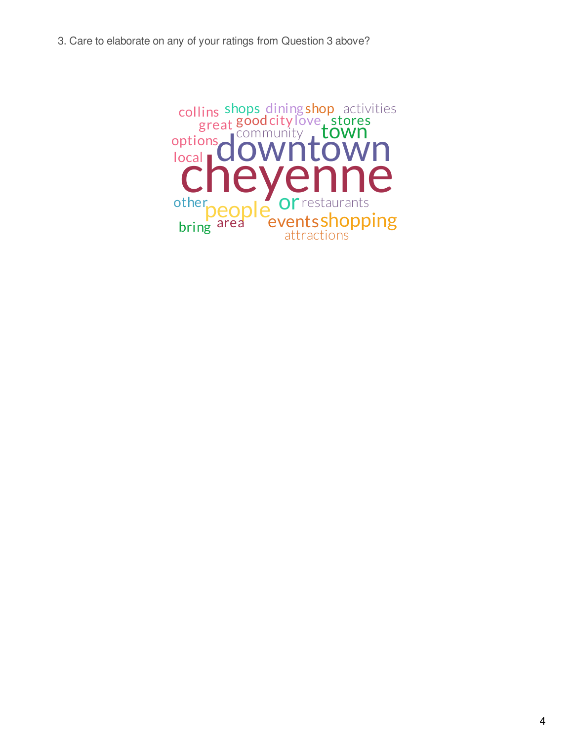3. Care to elaborate on any of your ratings from Question 3 above?

collins shops dining shop activities
great good city love stores
community town
options downtown
local
cheyenne
other people or restaurants
bring area events shopping
attractions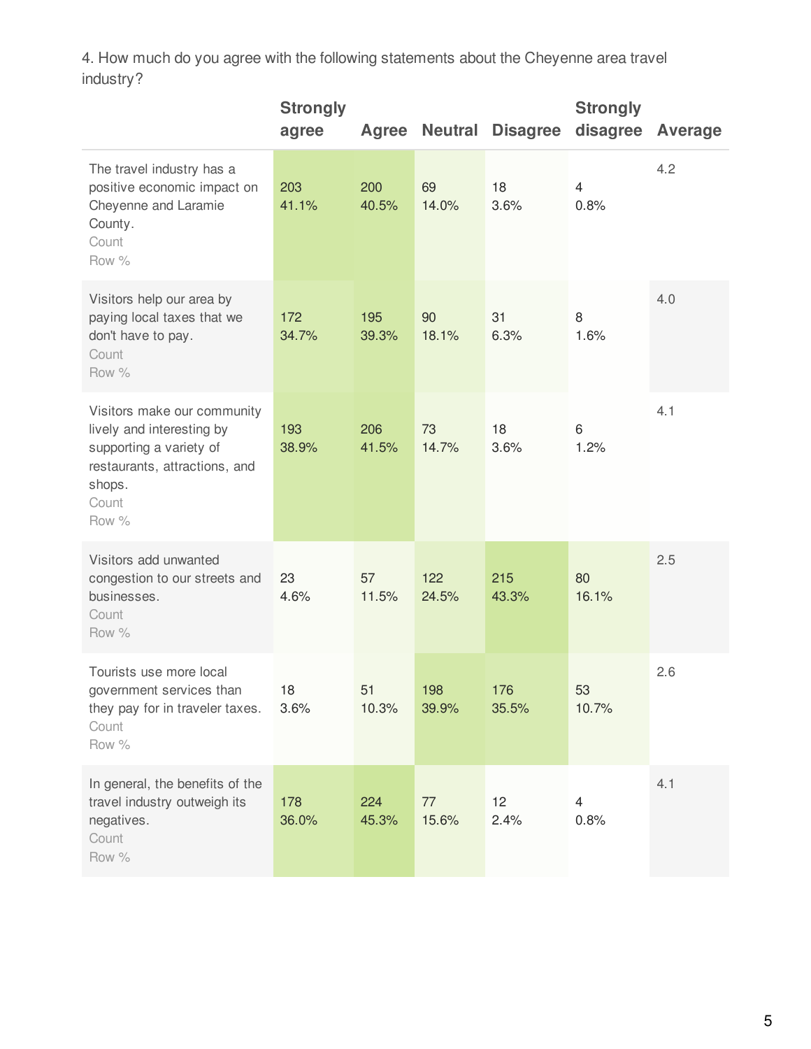4. How much do you agree with the following statements about the Cheyenne area travel industry?

| | Strongly agree | Agree | Neutral | Disagree | Strongly disagree | Average |
|---|---|---|---|---|---|---|
| The travel industry has a positive economic impact on Cheyenne and Laramie County. Count Row % | 203 41.1% | 200 40.5% | 69 14.0% | 18 3.6% | 4 0.8% | 4.2 |
| Visitors help our area by paying local taxes that we don't have to pay. Count Row % | 172 34.7% | 195 39.3% | 90 18.1% | 31 6.3% | 8 1.6% | 4.0 |
| Visitors make our community lively and interesting by supporting a variety of restaurants, attractions, and shops. Count Row % | 193 38.9% | 206 41.5% | 73 14.7% | 18 3.6% | 6 1.2% | 4.1 |
| Visitors add unwanted congestion to our streets and businesses. Count Row % | 23 4.6% | 57 11.5% | 122 24.5% | 215 43.3% | 80 16.1% | 2.5 |
| Tourists use more local government services than they pay for in traveler taxes. Count Row % | 18 3.6% | 51 10.3% | 198 39.9% | 176 35.5% | 53 10.7% | 2.6 |
| In general, the benefits of the travel industry outweigh its negatives. Count Row % | 178 36.0% | 224 45.3% | 77 15.6% | 12 2.4% | 4 0.8% | 4.1 |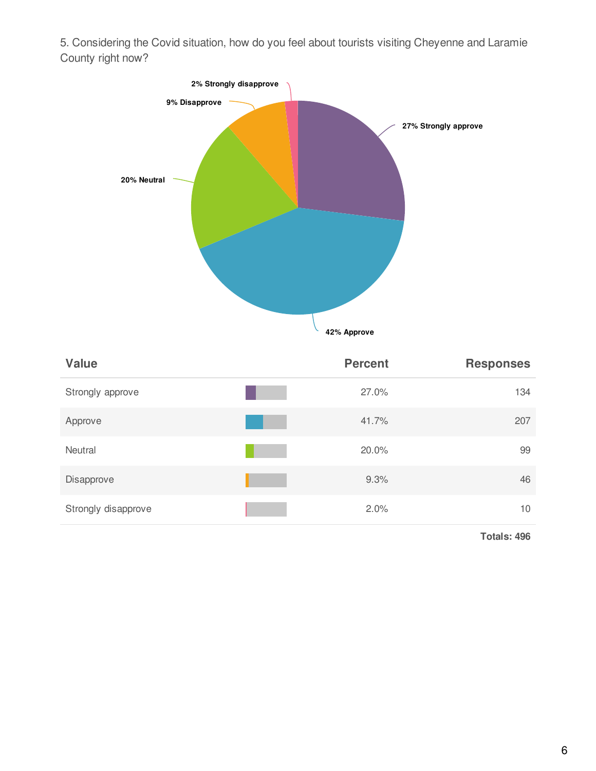5. Considering the Covid situation, how do you feel about tourists visiting Cheyenne and Laramie County right now?

| Value | Percent | Responses |
|---|---|---|
| Strongly approve | 27.0% | 134 |
| Approve | 41.7% | 207 |
| Neutral | 20.0% | 99 |
| Disapprove | 9.3% | 46 |
| Strongly disapprove | 2.0% | 10 |
| | | **Totals: 496** |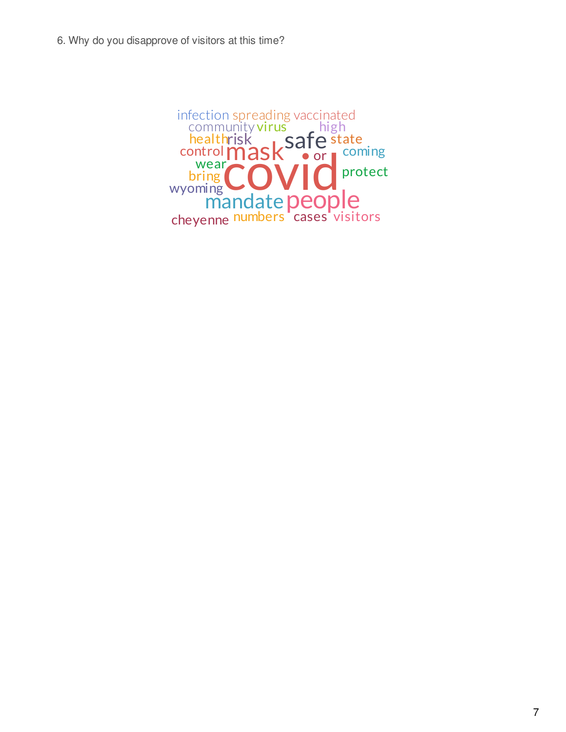6. Why do you disapprove of visitors at this time?

infection spreading vaccinated
community virus high
health risk safe state
control mask • or coming
wear covid
bring protect
wyoming
mandate people
cheyenne numbers cases visitors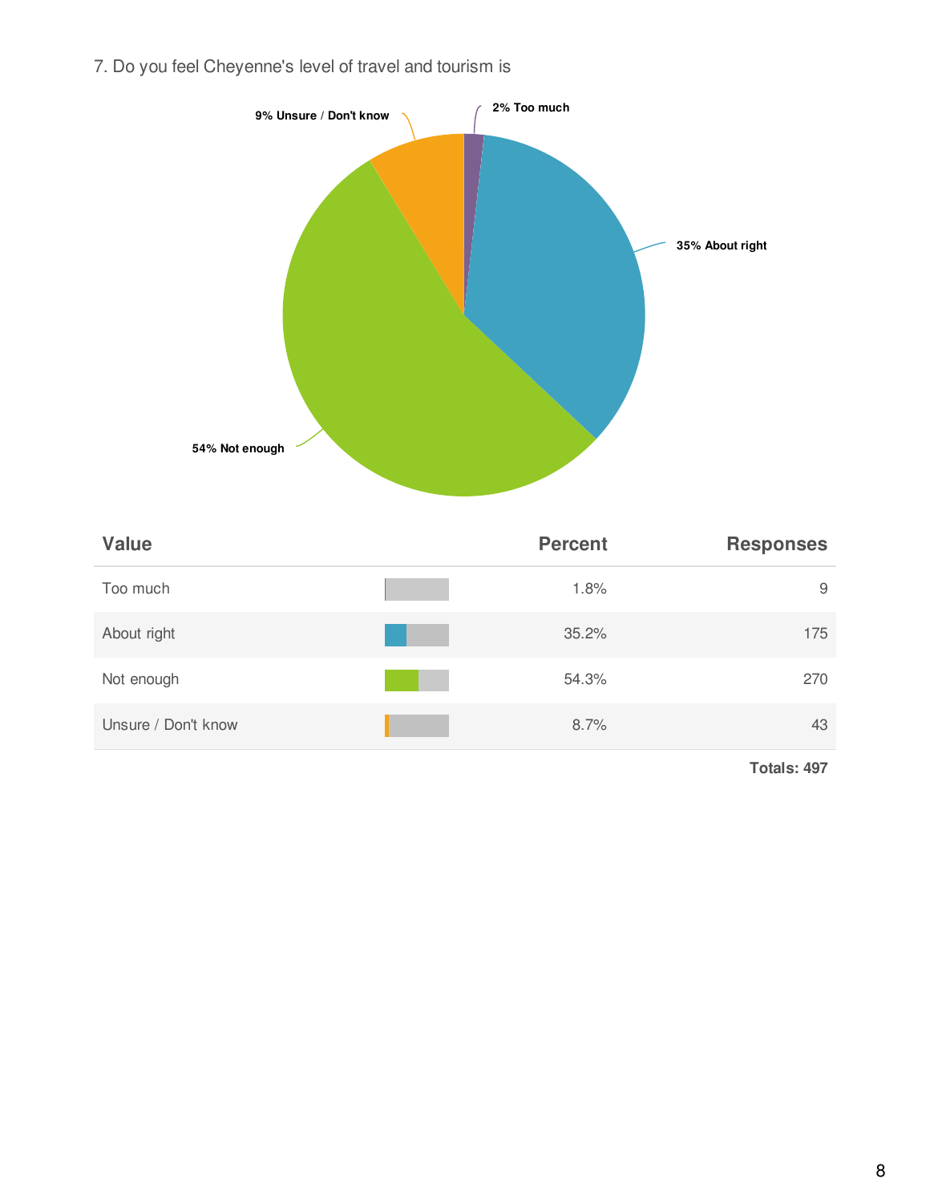7. Do you feel Cheyenne's level of travel and tourism is

9% Unsure / Don't know

2% Too much

35% About right

54% Not enough

| Value | Percent | Responses |
|---|---|---|
| Too much | 1.8% | 9 |
| About right | 35.2% | 175 |
| Not enough | 54.3% | 270 |
| Unsure / Don't know | 8.7% | 43 |

**Totals: 497**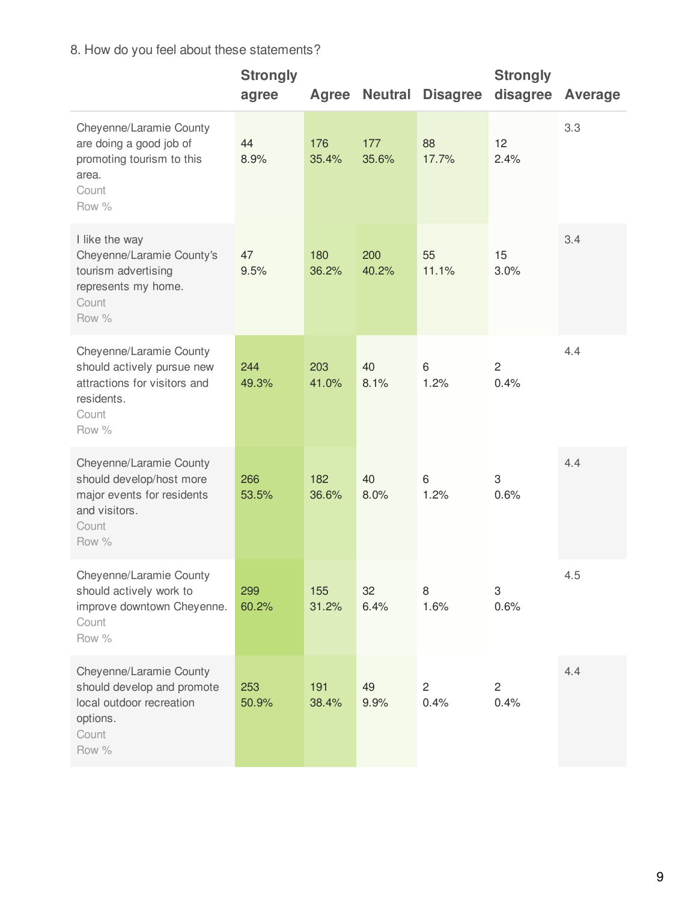8. How do you feel about these statements?

| | Strongly agree | Agree | Neutral | Disagree | Strongly disagree | Average |
|---|---|---|---|---|---|---|
| Cheyenne/Laramie County are doing a good job of promoting tourism to this area.<br>Count<br>Row % | 44<br>8.9% | 176<br>35.4% | 177<br>35.6% | 88<br>17.7% | 12<br>2.4% | 3.3 |
| I like the way Cheyenne/Laramie County's tourism advertising represents my home.<br>Count<br>Row % | 47<br>9.5% | 180<br>36.2% | 200<br>40.2% | 55<br>11.1% | 15<br>3.0% | 3.4 |
| Cheyenne/Laramie County should actively pursue new attractions for visitors and residents.<br>Count<br>Row % | 244<br>49.3% | 203<br>41.0% | 40<br>8.1% | 6<br>1.2% | 2<br>0.4% | 4.4 |
| Cheyenne/Laramie County should develop/host more major events for residents and visitors.<br>Count<br>Row % | 266<br>53.5% | 182<br>36.6% | 40<br>8.0% | 6<br>1.2% | 3<br>0.6% | 4.4 |
| Cheyenne/Laramie County should actively work to improve downtown Cheyenne.<br>Count<br>Row % | 299<br>60.2% | 155<br>31.2% | 32<br>6.4% | 8<br>1.6% | 3<br>0.6% | 4.5 |
| Cheyenne/Laramie County should develop and promote local outdoor recreation options.<br>Count<br>Row % | 253<br>50.9% | 191<br>38.4% | 49<br>9.9% | 2<br>0.4% | 2<br>0.4% | 4.4 |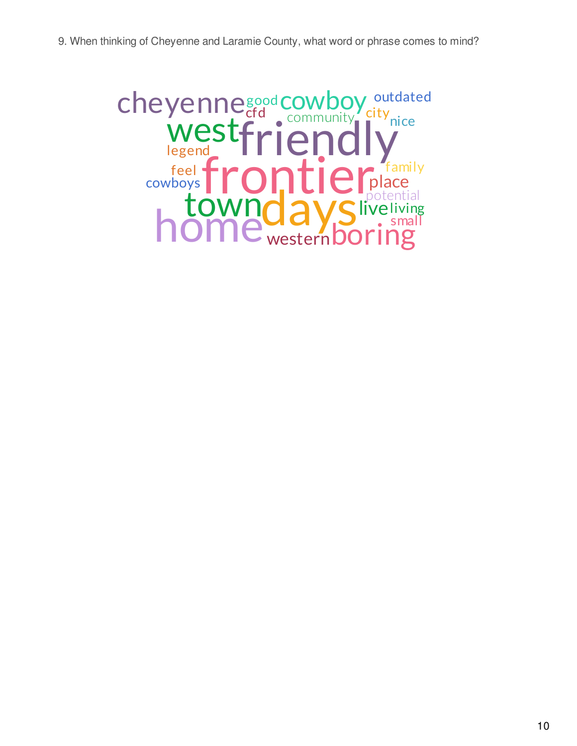9. When thinking of Cheyenne and Laramie County, what word or phrase comes to mind?

cheyenne
good
cfd
cowboy
outdated
community
city
nice
west
friendly
legend
feel
frontier
family
cowboys
place
potential
town
days
live
living
home
small
western
boring